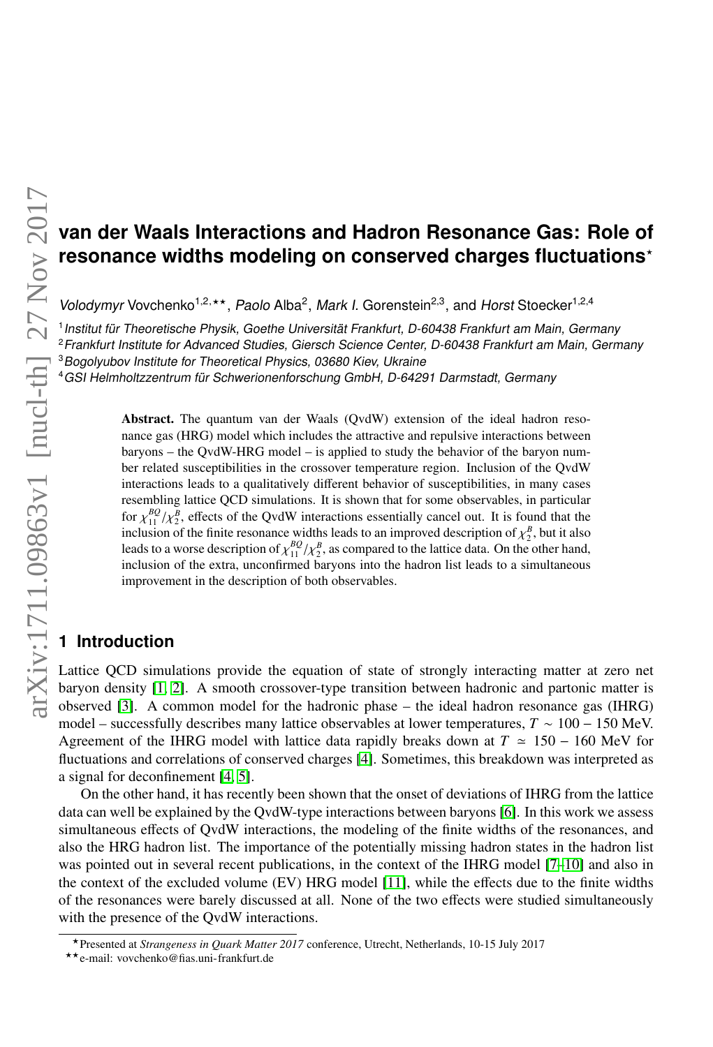# van der Waals Interactions and Hadron Resonance Gas: Role of resonance widths modeling on conserved charges fluctuations*

*Volodymyr* Vovchenko[1,2,**], *Paolo* Alba[2], *Mark I.* Gorenstein[2,3], and *Horst* Stoecker[1,2,4]

[1] *Institut für Theoretische Physik, Goethe Universität Frankfurt, D-60438 Frankfurt am Main, Germany*
[2] *Frankfurt Institute for Advanced Studies, Giersch Science Center, D-60438 Frankfurt am Main, Germany*
[3] *Bogolyubov Institute for Theoretical Physics, 03680 Kiev, Ukraine*
[4] *GSI Helmholtzzentrum für Schwerionenforschung GmbH, D-64291 Darmstadt, Germany*

**Abstract.** The quantum van der Waals (QvdW) extension of the ideal hadron resonance gas (HRG) model which includes the attractive and repulsive interactions between baryons – the QvdW-HRG model – is applied to study the behavior of the baryon number related susceptibilities in the crossover temperature region. Inclusion of the QvdW interactions leads to a qualitatively different behavior of susceptibilities, in many cases resembling lattice QCD simulations. It is shown that for some observables, in particular for $\chi_{11}^{BQ}/\chi_2^B$, effects of the QvdW interactions essentially cancel out. It is found that the inclusion of the finite resonance widths leads to an improved description of $\chi_2^B$, but it also leads to a worse description of $\chi_{11}^{BQ}/\chi_2^B$, as compared to the lattice data. On the other hand, inclusion of the extra, unconfirmed baryons into the hadron list leads to a simultaneous improvement in the description of both observables.

## 1 Introduction

Lattice QCD simulations provide the equation of state of strongly interacting matter at zero net baryon density [1, 2]. A smooth crossover-type transition between hadronic and partonic matter is observed [3]. A common model for the hadronic phase – the ideal hadron resonance gas (IHRG) model – successfully describes many lattice observables at lower temperatures, $T \sim 100-150$ MeV. Agreement of the IHRG model with lattice data rapidly breaks down at $T \simeq 150-160$ MeV for fluctuations and correlations of conserved charges [4]. Sometimes, this breakdown was interpreted as a signal for deconfinement [4, 5].

On the other hand, it has recently been shown that the onset of deviations of IHRG from the lattice data can well be explained by the QvdW-type interactions between baryons [6]. In this work we assess simultaneous effects of QvdW interactions, the modeling of the finite widths of the resonances, and also the HRG hadron list. The importance of the potentially missing hadron states in the hadron list was pointed out in several recent publications, in the context of the IHRG model [7–10] and also in the context of the excluded volume (EV) HRG model [11], while the effects due to the finite widths of the resonances were barely discussed at all. None of the two effects were studied simultaneously with the presence of the QvdW interactions.

---

*Presented at *Strangeness in Quark Matter 2017* conference, Utrecht, Netherlands, 10-15 July 2017

**e-mail: vovchenko@fias.uni-frankfurt.de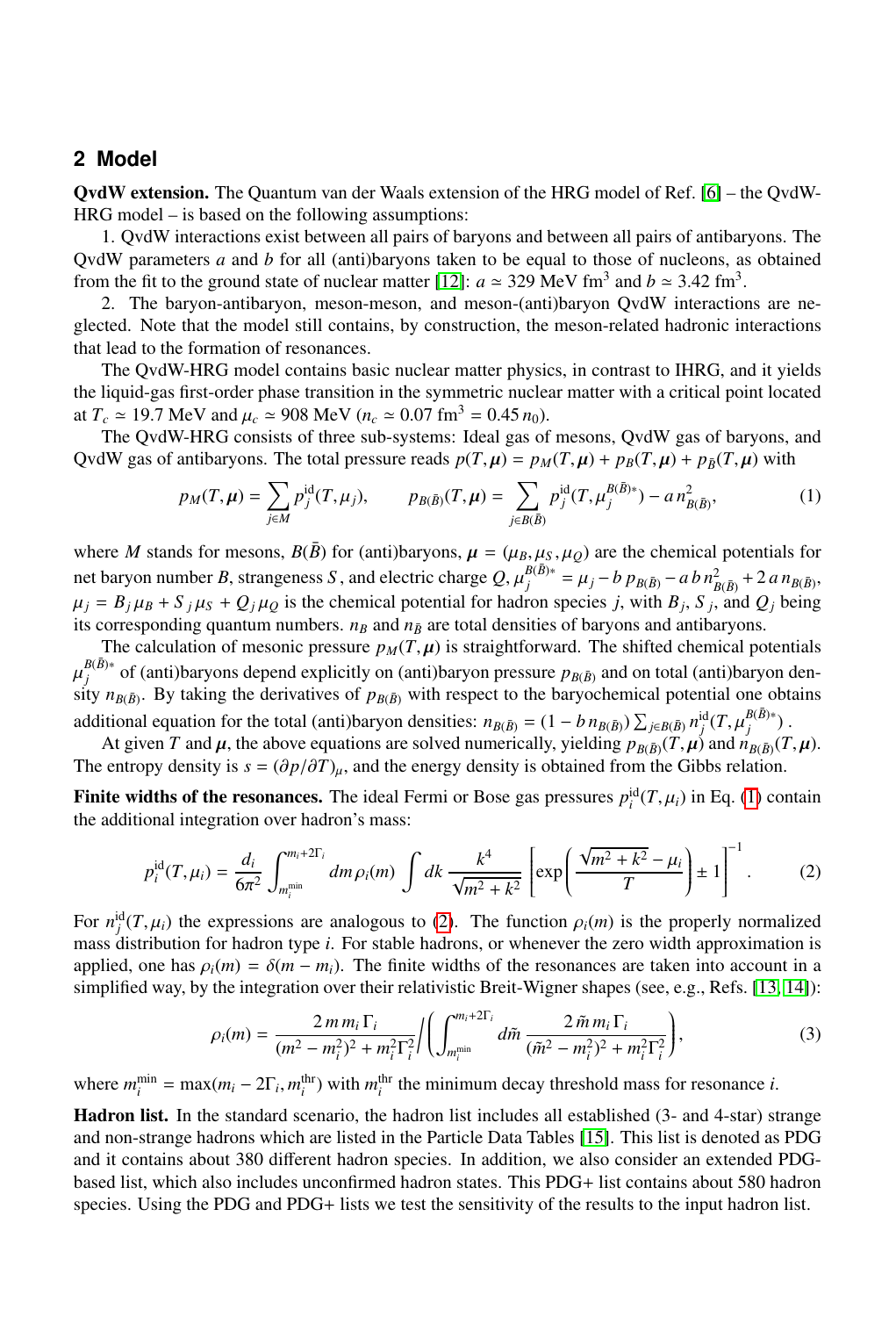## 2 Model

**QvdW extension.** The Quantum van der Waals extension of the HRG model of Ref. [6] – the QvdW-HRG model – is based on the following assumptions:

1. QvdW interactions exist between all pairs of baryons and between all pairs of antibaryons. The QvdW parameters $a$ and $b$ for all (anti)baryons taken to be equal to those of nucleons, as obtained from the fit to the ground state of nuclear matter [12]: $a \simeq 329$ MeV fm$^3$ and $b \simeq 3.42$ fm$^3$.

2. The baryon-antibaryon, meson-meson, and meson-(anti)baryon QvdW interactions are neglected. Note that the model still contains, by construction, the meson-related hadronic interactions that lead to the formation of resonances.

The QvdW-HRG model contains basic nuclear matter physics, in contrast to IHRG, and it yields the liquid-gas first-order phase transition in the symmetric nuclear matter with a critical point located at $T_c \simeq 19.7$ MeV and $\mu_c \simeq 908$ MeV ($n_c \simeq 0.07$ fm$^3$ $= 0.45\, n_0$).

The QvdW-HRG consists of three sub-systems: Ideal gas of mesons, QvdW gas of baryons, and QvdW gas of antibaryons. The total pressure reads $p(T,\boldsymbol{\mu}) = p_M(T,\boldsymbol{\mu}) + p_B(T,\boldsymbol{\mu}) + p_{\bar{B}}(T,\boldsymbol{\mu})$ with

$$p_M(T,\boldsymbol{\mu}) = \sum_{j\in M} p_j^{\rm id}(T,\mu_j), \qquad p_{B(\bar{B})}(T,\boldsymbol{\mu}) = \sum_{j\in B(\bar{B})} p_j^{\rm id}(T,\mu_j^{B(\bar{B})*}) - a\, n_{B(\bar{B})}^2, \tag{1}$$

where $M$ stands for mesons, $B(\bar{B})$ for (anti)baryons, $\boldsymbol{\mu} = (\mu_B, \mu_S, \mu_Q)$ are the chemical potentials for net baryon number $B$, strangeness $S$, and electric charge $Q$, $\mu_j^{B(\bar{B})*} = \mu_j - b\, p_{B(\bar{B})} - a\, b\, n_{B(\bar{B})}^2 + 2\, a\, n_{B(\bar{B})}$, $\mu_j = B_j\, \mu_B + S_j\, \mu_S + Q_j\, \mu_Q$ is the chemical potential for hadron species $j$, with $B_j$, $S_j$, and $Q_j$ being its corresponding quantum numbers. $n_B$ and $n_{\bar{B}}$ are total densities of baryons and antibaryons.

The calculation of mesonic pressure $p_M(T,\boldsymbol{\mu})$ is straightforward. The shifted chemical potentials $\mu_j^{B(\bar{B})*}$ of (anti)baryons depend explicitly on (anti)baryon pressure $p_{B(\bar{B})}$ and on total (anti)baryon density $n_{B(\bar{B})}$. By taking the derivatives of $p_{B(\bar{B})}$ with respect to the baryochemical potential one obtains additional equation for the total (anti)baryon densities: $n_{B(\bar{B})} = (1 - b\, n_{B(\bar{B})}) \sum_{j\in B(\bar{B})} n_j^{\rm id}(T, \mu_j^{B(\bar{B})*})$ .

At given $T$ and $\boldsymbol{\mu}$, the above equations are solved numerically, yielding $p_{B(\bar{B})}(T,\boldsymbol{\mu})$ and $n_{B(\bar{B})}(T,\boldsymbol{\mu})$. The entropy density is $s = (\partial p/\partial T)_\mu$, and the energy density is obtained from the Gibbs relation.

**Finite widths of the resonances.** The ideal Fermi or Bose gas pressures $p_i^{\rm id}(T,\mu_i)$ in Eq. (1) contain the additional integration over hadron's mass:

$$p_i^{\rm id}(T,\mu_i) = \frac{d_i}{6\pi^2} \int_{m_i^{\rm min}}^{m_i+2\Gamma_i} dm\, \rho_i(m) \int dk\, \frac{k^4}{\sqrt{m^2+k^2}} \left[\exp\left(\frac{\sqrt{m^2+k^2}-\mu_i}{T}\right) \pm 1\right]^{-1}. \tag{2}$$

For $n_j^{\rm id}(T,\mu_i)$ the expressions are analogous to (2). The function $\rho_i(m)$ is the properly normalized mass distribution for hadron type $i$. For stable hadrons, or whenever the zero width approximation is applied, one has $\rho_i(m) = \delta(m - m_i)$. The finite widths of the resonances are taken into account in a simplified way, by the integration over their relativistic Breit-Wigner shapes (see, e.g., Refs. [13, 14]):

$$\rho_i(m) = \frac{2\, m\, m_i\, \Gamma_i}{(m^2-m_i^2)^2 + m_i^2\Gamma_i^2} \Bigg/ \left(\int_{m_i^{\rm min}}^{m_i+2\Gamma_i} d\tilde{m}\, \frac{2\, \tilde{m}\, m_i\, \Gamma_i}{(\tilde{m}^2-m_i^2)^2 + m_i^2\Gamma_i^2}\right), \tag{3}$$

where $m_i^{\rm min} = \max(m_i - 2\Gamma_i, m_i^{\rm thr})$ with $m_i^{\rm thr}$ the minimum decay threshold mass for resonance $i$.

**Hadron list.** In the standard scenario, the hadron list includes all established (3- and 4-star) strange and non-strange hadrons which are listed in the Particle Data Tables [15]. This list is denoted as PDG and it contains about 380 different hadron species. In addition, we also consider an extended PDG-based list, which also includes unconfirmed hadron states. This PDG+ list contains about 580 hadron species. Using the PDG and PDG+ lists we test the sensitivity of the results to the input hadron list.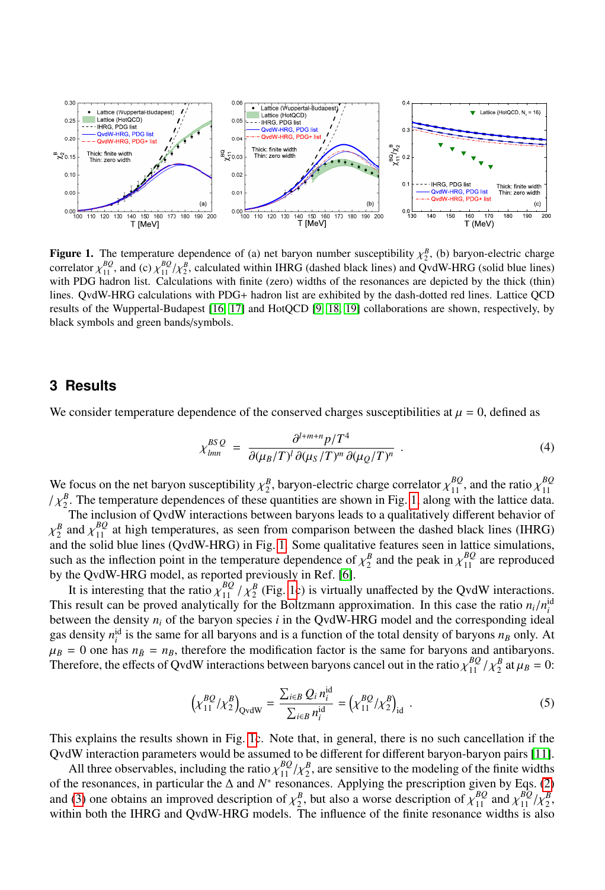**Figure 1.** The temperature dependence of (a) net baryon number susceptibility $\chi_2^B$, (b) baryon-electric charge correlator $\chi_{11}^{BQ}$, and (c) $\chi_{11}^{BQ}/\chi_2^B$, calculated within IHRG (dashed black lines) and QvdW-HRG (solid blue lines) with PDG hadron list. Calculations with finite (zero) widths of the resonances are depicted by the thick (thin) lines. QvdW-HRG calculations with PDG+ hadron list are exhibited by the dash-dotted red lines. Lattice QCD results of the Wuppertal-Budapest [16, 17] and HotQCD [9, 18, 19] collaborations are shown, respectively, by black symbols and green bands/symbols.

## 3 Results

We consider temperature dependence of the conserved charges susceptibilities at $\mu = 0$, defined as

$$\chi_{lmn}^{BSQ} = \frac{\partial^{l+m+n} p/T^4}{\partial(\mu_B/T)^l \, \partial(\mu_S/T)^m \, \partial(\mu_Q/T)^n} . \tag{4}$$

We focus on the net baryon susceptibility $\chi_2^B$, baryon-electric charge correlator $\chi_{11}^{BQ}$, and the ratio $\chi_{11}^{BQ}$ / $\chi_2^B$. The temperature dependences of these quantities are shown in Fig. 1, along with the lattice data.

The inclusion of QvdW interactions between baryons leads to a qualitatively different behavior of $\chi_2^B$ and $\chi_{11}^{BQ}$ at high temperatures, as seen from comparison between the dashed black lines (IHRG) and the solid blue lines (QvdW-HRG) in Fig. 1. Some qualitative features seen in lattice simulations, such as the inflection point in the temperature dependence of $\chi_2^B$ and the peak in $\chi_{11}^{BQ}$ are reproduced by the QvdW-HRG model, as reported previously in Ref. [6].

It is interesting that the ratio $\chi_{11}^{BQ}$ / $\chi_2^B$ (Fig. 1c) is virtually unaffected by the QvdW interactions. This result can be proved analytically for the Boltzmann approximation. In this case the ratio $n_i/n_i^{\rm id}$ between the density $n_i$ of the baryon species $i$ in the QvdW-HRG model and the corresponding ideal gas density $n_i^{\rm id}$ is the same for all baryons and is a function of the total density of baryons $n_B$ only. At $\mu_B = 0$ one has $n_{\bar{B}} = n_B$, therefore the modification factor is the same for baryons and antibaryons. Therefore, the effects of QvdW interactions between baryons cancel out in the ratio $\chi_{11}^{BQ}$ / $\chi_2^B$ at $\mu_B = 0$:

$$\left(\chi_{11}^{BQ}/\chi_2^B\right)_{\rm QvdW} = \frac{\sum_{i\in B} Q_i \, n_i^{\rm id}}{\sum_{i\in B} n_i^{\rm id}} = \left(\chi_{11}^{BQ}/\chi_2^B\right)_{\rm id} . \tag{5}$$

This explains the results shown in Fig. 1c. Note that, in general, there is no such cancellation if the QvdW interaction parameters would be assumed to be different for different baryon-baryon pairs [11].

All three observables, including the ratio $\chi_{11}^{BQ}/\chi_2^B$, are sensitive to the modeling of the finite widths of the resonances, in particular the $\Delta$ and $N^*$ resonances. Applying the prescription given by Eqs. (2) and (3) one obtains an improved description of $\chi_2^B$, but also a worse description of $\chi_{11}^{BQ}$ and $\chi_{11}^{BQ}/\chi_2^B$, within both the IHRG and QvdW-HRG models. The influence of the finite resonance widths is also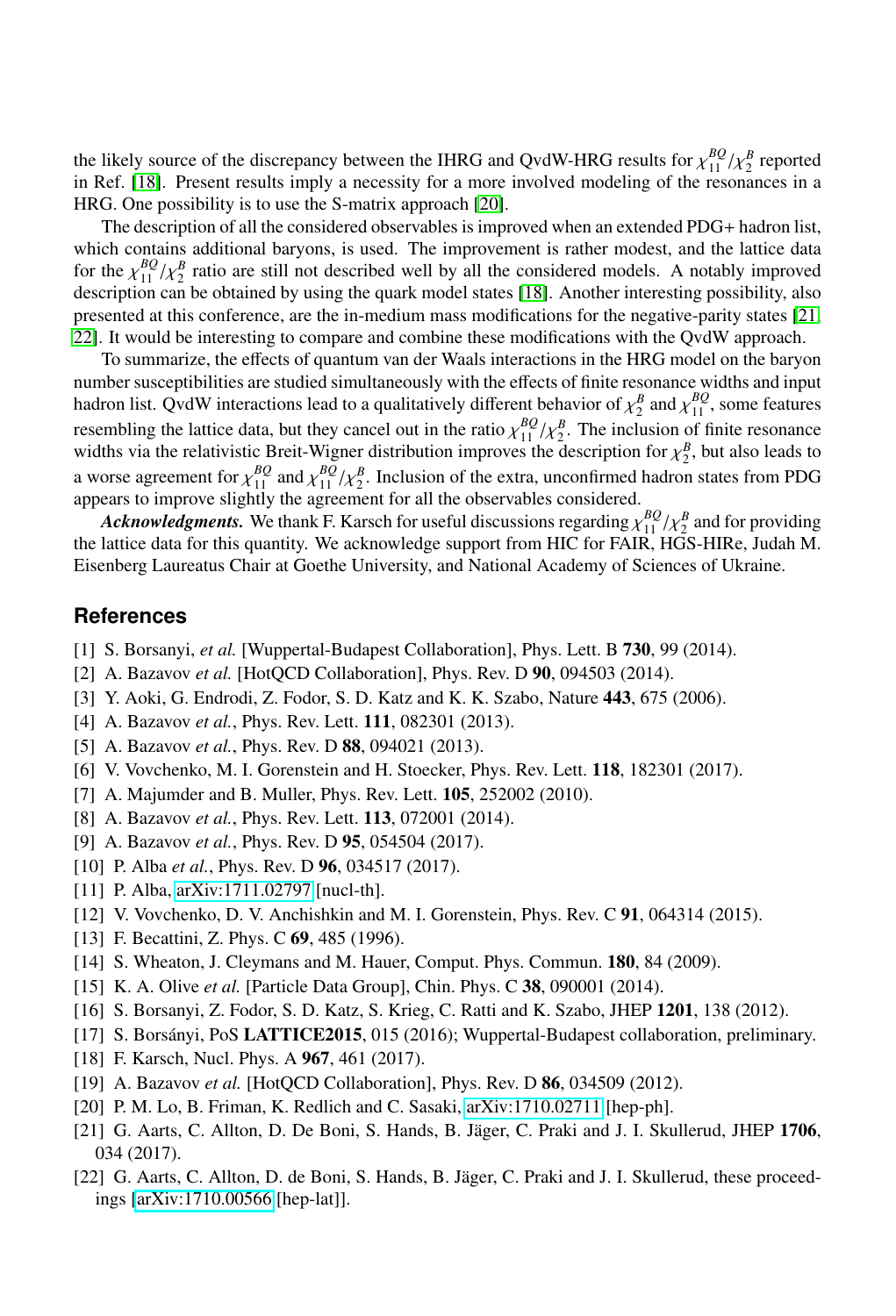the likely source of the discrepancy between the IHRG and QvdW-HRG results for $\chi_{11}^{BQ}/\chi_2^B$ reported in Ref. [18]. Present results imply a necessity for a more involved modeling of the resonances in a HRG. One possibility is to use the S-matrix approach [20].

The description of all the considered observables is improved when an extended PDG+ hadron list, which contains additional baryons, is used. The improvement is rather modest, and the lattice data for the $\chi_{11}^{BQ}/\chi_2^B$ ratio are still not described well by all the considered models. A notably improved description can be obtained by using the quark model states [18]. Another interesting possibility, also presented at this conference, are the in-medium mass modifications for the negative-parity states [21, 22]. It would be interesting to compare and combine these modifications with the QvdW approach.

To summarize, the effects of quantum van der Waals interactions in the HRG model on the baryon number susceptibilities are studied simultaneously with the effects of finite resonance widths and input hadron list. QvdW interactions lead to a qualitatively different behavior of $\chi_2^B$ and $\chi_{11}^{BQ}$, some features resembling the lattice data, but they cancel out in the ratio $\chi_{11}^{BQ}/\chi_2^B$. The inclusion of finite resonance widths via the relativistic Breit-Wigner distribution improves the description for $\chi_2^B$, but also leads to a worse agreement for $\chi_{11}^{BQ}$ and $\chi_{11}^{BQ}/\chi_2^B$. Inclusion of the extra, unconfirmed hadron states from PDG appears to improve slightly the agreement for all the observables considered.

***Acknowledgments.*** We thank F. Karsch for useful discussions regarding $\chi_{11}^{BQ}/\chi_2^B$ and for providing the lattice data for this quantity. We acknowledge support from HIC for FAIR, HGS-HIRe, Judah M. Eisenberg Laureatus Chair at Goethe University, and National Academy of Sciences of Ukraine.

## References

[1] S. Borsanyi, *et al.* [Wuppertal-Budapest Collaboration], Phys. Lett. B **730**, 99 (2014).

[2] A. Bazavov *et al.* [HotQCD Collaboration], Phys. Rev. D **90**, 094503 (2014).

[3] Y. Aoki, G. Endrodi, Z. Fodor, S. D. Katz and K. K. Szabo, Nature **443**, 675 (2006).

[4] A. Bazavov *et al.*, Phys. Rev. Lett. **111**, 082301 (2013).

[5] A. Bazavov *et al.*, Phys. Rev. D **88**, 094021 (2013).

[6] V. Vovchenko, M. I. Gorenstein and H. Stoecker, Phys. Rev. Lett. **118**, 182301 (2017).

[7] A. Majumder and B. Muller, Phys. Rev. Lett. **105**, 252002 (2010).

[8] A. Bazavov *et al.*, Phys. Rev. Lett. **113**, 072001 (2014).

[9] A. Bazavov *et al.*, Phys. Rev. D **95**, 054504 (2017).

[10] P. Alba *et al.*, Phys. Rev. D **96**, 034517 (2017).

[11] P. Alba, arXiv:1711.02797 [nucl-th].

[12] V. Vovchenko, D. V. Anchishkin and M. I. Gorenstein, Phys. Rev. C **91**, 064314 (2015).

[13] F. Becattini, Z. Phys. C **69**, 485 (1996).

[14] S. Wheaton, J. Cleymans and M. Hauer, Comput. Phys. Commun. **180**, 84 (2009).

[15] K. A. Olive *et al.* [Particle Data Group], Chin. Phys. C **38**, 090001 (2014).

[16] S. Borsanyi, Z. Fodor, S. D. Katz, S. Krieg, C. Ratti and K. Szabo, JHEP **1201**, 138 (2012).

[17] S. Borsányi, PoS **LATTICE2015**, 015 (2016); Wuppertal-Budapest collaboration, preliminary.

[18] F. Karsch, Nucl. Phys. A **967**, 461 (2017).

[19] A. Bazavov *et al.* [HotQCD Collaboration], Phys. Rev. D **86**, 034509 (2012).

[20] P. M. Lo, B. Friman, K. Redlich and C. Sasaki, arXiv:1710.02711 [hep-ph].

[21] G. Aarts, C. Allton, D. De Boni, S. Hands, B. Jäger, C. Praki and J. I. Skullerud, JHEP **1706**, 034 (2017).

[22] G. Aarts, C. Allton, D. de Boni, S. Hands, B. Jäger, C. Praki and J. I. Skullerud, these proceedings [arXiv:1710.00566 [hep-lat]].